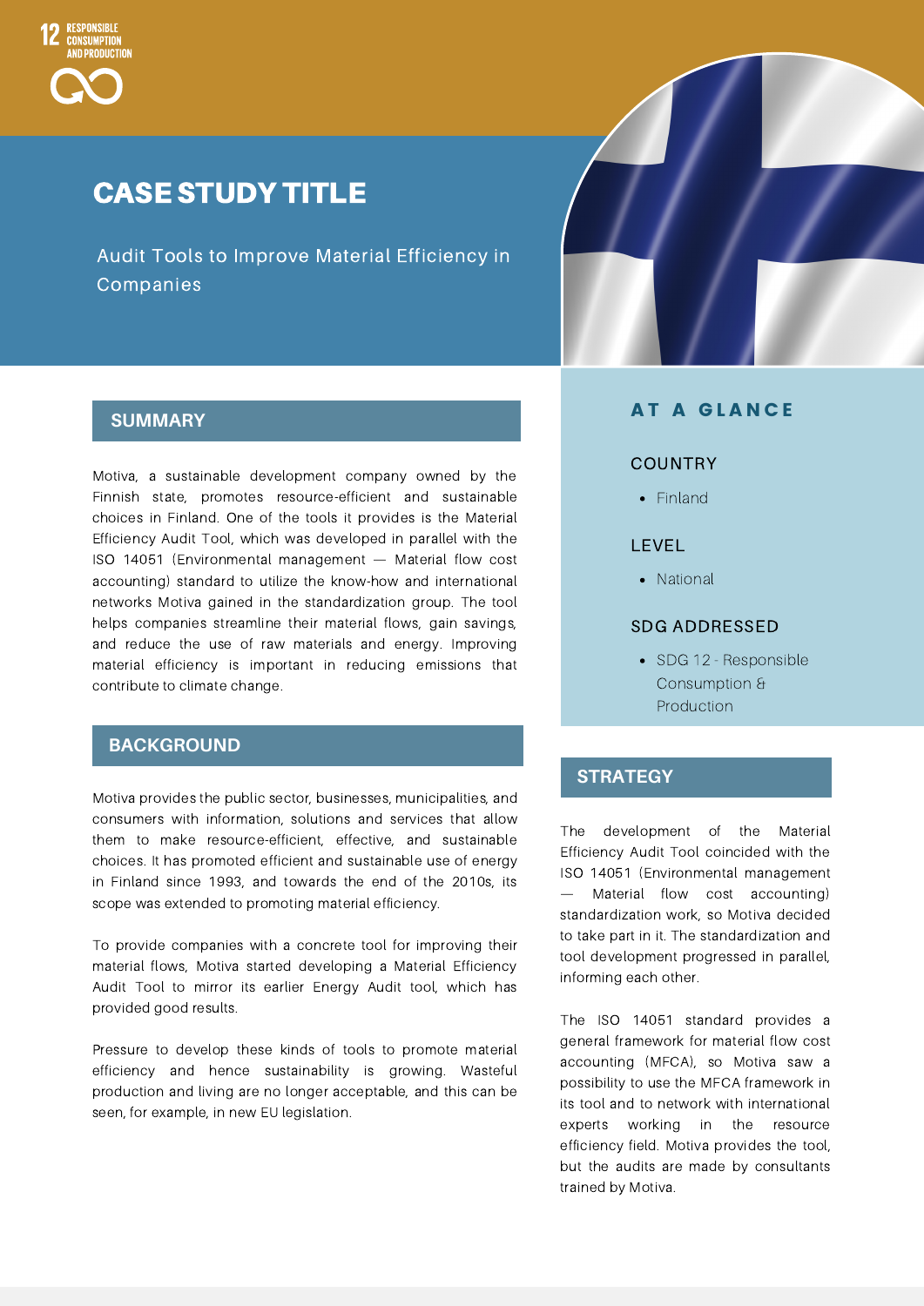12 RESPONSIBLE CONSUMPTION AND PRODUCTION

# CASE STUDY TITLE

Audit Tools to Improve Material Efficiency in Companies

## SUMMARY

Motiva, a sustainable development company owned by the Finnish state, promotes resource-efficient and sustainable choices in Finland. One of the tools it provides is the Material Efficiency Audit Tool, which was developed in parallel with the ISO 14051 (Environmental management — Material flow cost accounting) standard to utilize the know-how and international networks Motiva gained in the standardization group. The tool helps companies streamline their material flows, gain savings, and reduce the use of raw materials and energy. Improving material efficiency is important in reducing emissions that contribute to climate change.

## BACKGROUND

Motiva provides the public sector, businesses, municipalities, and consumers with information, solutions and services that allow them to make resource-efficient, effective, and sustainable choices. It has promoted efficient and sustainable use of energy in Finland since 1993, and towards the end of the 2010s, its scope was extended to promoting material efficiency.

To provide companies with a concrete tool for improving their material flows, Motiva started developing a Material Efficiency Audit Tool to mirror its earlier Energy Audit tool, which has provided good results.

Pressure to develop these kinds of tools to promote material efficiency and hence sustainability is growing. Wasteful production and living are no longer acceptable, and this can be seen, for example, in new EU legislation.

## AT A GLANCE

### COUNTRY

- Finland

### LEVEL

- National

### SDG ADDRESSED

- SDG 12 - Responsible Consumption & Production

## STRATEGY

The development of the Material Efficiency Audit Tool coincided with the ISO 14051 (Environmental management — Material flow cost accounting) standardization work, so Motiva decided to take part in it. The standardization and tool development progressed in parallel, informing each other.

The ISO 14051 standard provides a general framework for material flow cost accounting (MFCA), so Motiva saw a possibility to use the MFCA framework in its tool and to network with international experts working in the resource efficiency field. Motiva provides the tool, but the audits are made by consultants trained by Motiva.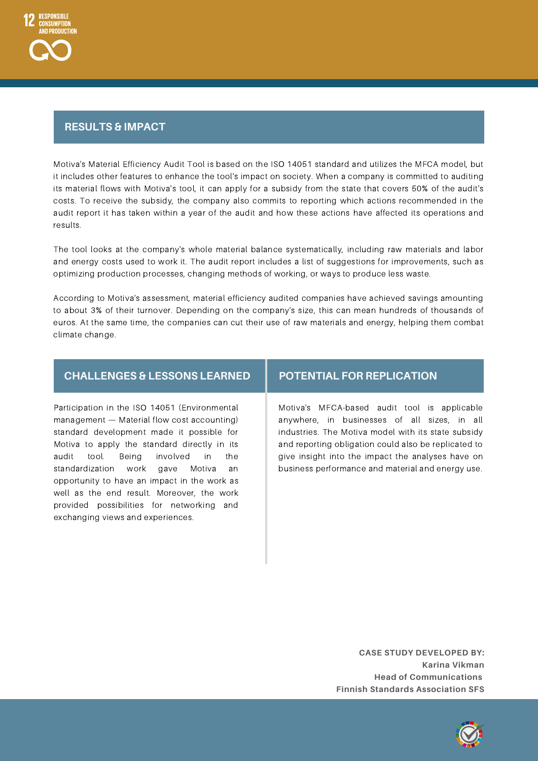## RESULTS & IMPACT

Motiva's Material Efficiency Audit Tool is based on the ISO 14051 standard and utilizes the MFCA model, but it includes other features to enhance the tool's impact on society. When a company is committed to auditing its material flows with Motiva's tool, it can apply for a subsidy from the state that covers 50% of the audit's costs. To receive the subsidy, the company also commits to reporting which actions recommended in the audit report it has taken within a year of the audit and how these actions have affected its operations and results.

The tool looks at the company's whole material balance systematically, including raw materials and labor and energy costs used to work it. The audit report includes a list of suggestions for improvements, such as optimizing production processes, changing methods of working, or ways to produce less waste.

According to Motiva's assessment, material efficiency audited companies have achieved savings amounting to about 3% of their turnover. Depending on the company's size, this can mean hundreds of thousands of euros. At the same time, the companies can cut their use of raw materials and energy, helping them combat climate change.

## CHALLENGES & LESSONS LEARNED

Participation in the ISO 14051 (Environmental management — Material flow cost accounting) standard development made it possible for Motiva to apply the standard directly in its audit tool. Being involved in the standardization work gave Motiva an opportunity to have an impact in the work as well as the end result. Moreover, the work provided possibilities for networking and exchanging views and experiences.

## POTENTIAL FOR REPLICATION

Motiva's MFCA-based audit tool is applicable anywhere, in businesses of all sizes, in all industries. The Motiva model with its state subsidy and reporting obligation could also be replicated to give insight into the impact the analyses have on business performance and material and energy use.

**CASE STUDY DEVELOPED BY:**
**Karina Vikman**
**Head of Communications**
**Finnish Standards Association SFS**